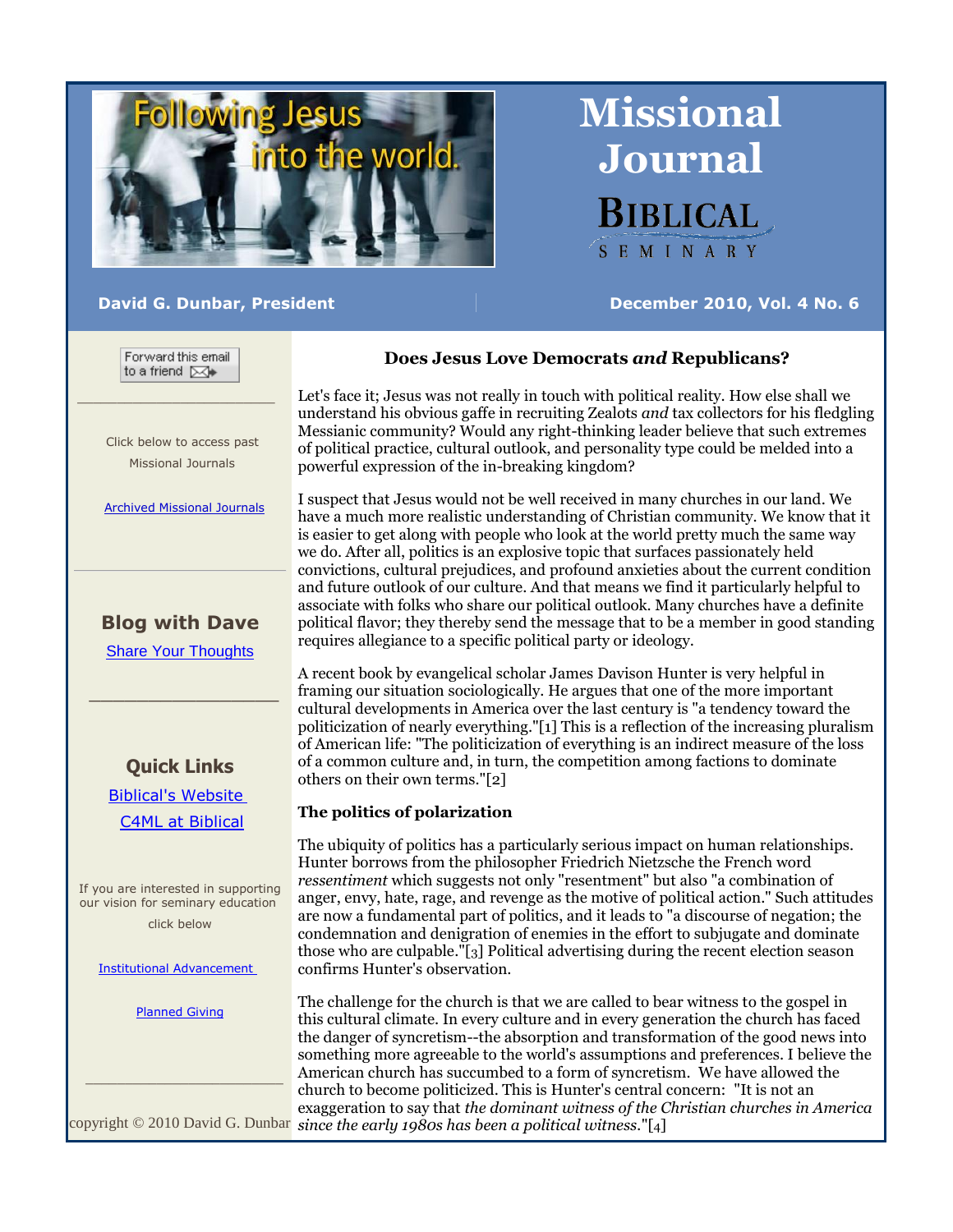# Missional Journal

**BIBLICAL SEMINARY**

**David G. Dunbar, President**

**December 2010, Vol. 4 No. 6**

Forward this email to a friend

Click below to access past Missional Journals

Archived Missional Journals

### Blog with Dave

Share Your Thoughts

### Quick Links

Biblical's Website

C4ML at Biblical

If you are interested in supporting our vision for seminary education click below

Institutional Advancement

Planned Giving

copyright © 2010 David G. Dunbar

## Does Jesus Love Democrats *and* Republicans?

Let's face it; Jesus was not really in touch with political reality. How else shall we understand his obvious gaffe in recruiting Zealots *and* tax collectors for his fledgling Messianic community? Would any right-thinking leader believe that such extremes of political practice, cultural outlook, and personality type could be melded into a powerful expression of the in-breaking kingdom?

I suspect that Jesus would not be well received in many churches in our land. We have a much more realistic understanding of Christian community. We know that it is easier to get along with people who look at the world pretty much the same way we do. After all, politics is an explosive topic that surfaces passionately held convictions, cultural prejudices, and profound anxieties about the current condition and future outlook of our culture. And that means we find it particularly helpful to associate with folks who share our political outlook. Many churches have a definite political flavor; they thereby send the message that to be a member in good standing requires allegiance to a specific political party or ideology.

A recent book by evangelical scholar James Davison Hunter is very helpful in framing our situation sociologically. He argues that one of the more important cultural developments in America over the last century is "a tendency toward the politicization of nearly everything."[1] This is a reflection of the increasing pluralism of American life: "The politicization of everything is an indirect measure of the loss of a common culture and, in turn, the competition among factions to dominate others on their own terms."[2]

### The politics of polarization

The ubiquity of politics has a particularly serious impact on human relationships. Hunter borrows from the philosopher Friedrich Nietzsche the French word *ressentiment* which suggests not only "resentment" but also "a combination of anger, envy, hate, rage, and revenge as the motive of political action." Such attitudes are now a fundamental part of politics, and it leads to "a discourse of negation; the condemnation and denigration of enemies in the effort to subjugate and dominate those who are culpable."[3] Political advertising during the recent election season confirms Hunter's observation.

The challenge for the church is that we are called to bear witness to the gospel in this cultural climate. In every culture and in every generation the church has faced the danger of syncretism--the absorption and transformation of the good news into something more agreeable to the world's assumptions and preferences. I believe the American church has succumbed to a form of syncretism. We have allowed the church to become politicized. This is Hunter's central concern: "It is not an exaggeration to say that *the dominant witness of the Christian churches in America since the early 1980s has been a political witness*."[4]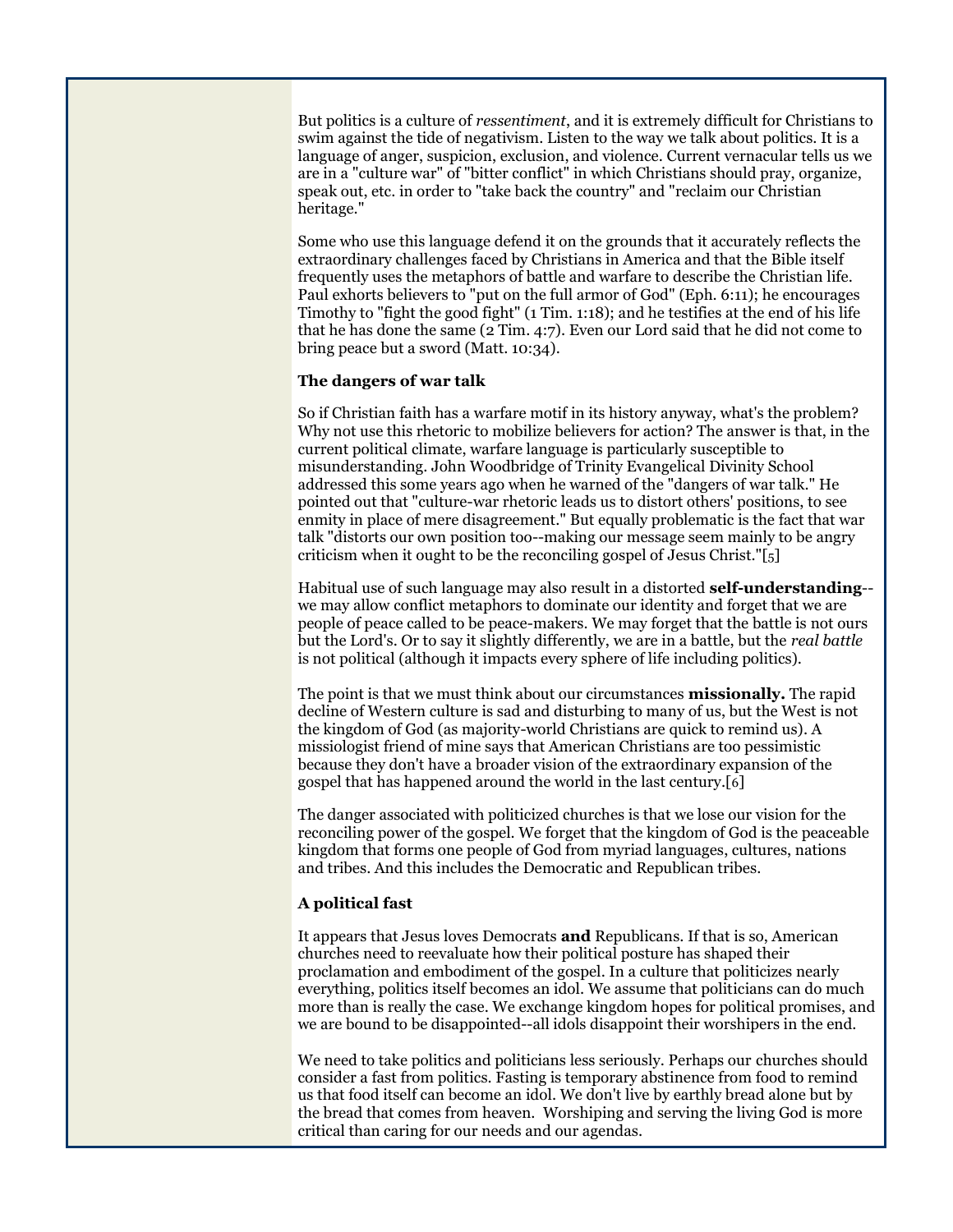But politics is a culture of *ressentiment*, and it is extremely difficult for Christians to swim against the tide of negativism. Listen to the way we talk about politics. It is a language of anger, suspicion, exclusion, and violence. Current vernacular tells us we are in a "culture war" of "bitter conflict" in which Christians should pray, organize, speak out, etc. in order to "take back the country" and "reclaim our Christian heritage."

Some who use this language defend it on the grounds that it accurately reflects the extraordinary challenges faced by Christians in America and that the Bible itself frequently uses the metaphors of battle and warfare to describe the Christian life. Paul exhorts believers to "put on the full armor of God" (Eph. 6:11); he encourages Timothy to "fight the good fight" (1 Tim. 1:18); and he testifies at the end of his life that he has done the same (2 Tim. 4:7). Even our Lord said that he did not come to bring peace but a sword (Matt. 10:34).

**The dangers of war talk**

So if Christian faith has a warfare motif in its history anyway, what's the problem? Why not use this rhetoric to mobilize believers for action? The answer is that, in the current political climate, warfare language is particularly susceptible to misunderstanding. John Woodbridge of Trinity Evangelical Divinity School addressed this some years ago when he warned of the "dangers of war talk." He pointed out that "culture-war rhetoric leads us to distort others' positions, to see enmity in place of mere disagreement." But equally problematic is the fact that war talk "distorts our own position too--making our message seem mainly to be angry criticism when it ought to be the reconciling gospel of Jesus Christ."[5]

Habitual use of such language may also result in a distorted **self-understanding**--we may allow conflict metaphors to dominate our identity and forget that we are people of peace called to be peace-makers. We may forget that the battle is not ours but the Lord's. Or to say it slightly differently, we are in a battle, but the *real battle* is not political (although it impacts every sphere of life including politics).

The point is that we must think about our circumstances **missionally.** The rapid decline of Western culture is sad and disturbing to many of us, but the West is not the kingdom of God (as majority-world Christians are quick to remind us). A missiologist friend of mine says that American Christians are too pessimistic because they don't have a broader vision of the extraordinary expansion of the gospel that has happened around the world in the last century.[6]

The danger associated with politicized churches is that we lose our vision for the reconciling power of the gospel. We forget that the kingdom of God is the peaceable kingdom that forms one people of God from myriad languages, cultures, nations and tribes. And this includes the Democratic and Republican tribes.

**A political fast**

It appears that Jesus loves Democrats **and** Republicans. If that is so, American churches need to reevaluate how their political posture has shaped their proclamation and embodiment of the gospel. In a culture that politicizes nearly everything, politics itself becomes an idol. We assume that politicians can do much more than is really the case. We exchange kingdom hopes for political promises, and we are bound to be disappointed--all idols disappoint their worshipers in the end.

We need to take politics and politicians less seriously. Perhaps our churches should consider a fast from politics. Fasting is temporary abstinence from food to remind us that food itself can become an idol. We don't live by earthly bread alone but by the bread that comes from heaven. Worshiping and serving the living God is more critical than caring for our needs and our agendas.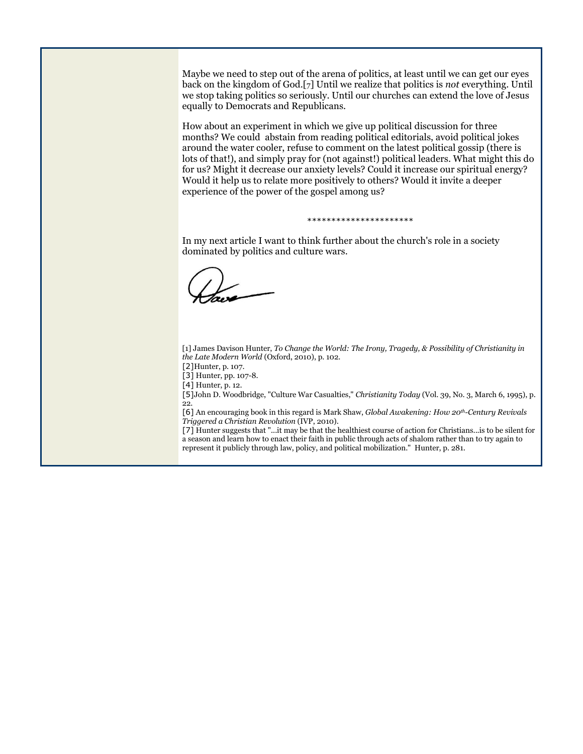Maybe we need to step out of the arena of politics, at least until we can get our eyes back on the kingdom of God.[7] Until we realize that politics is *not* everything. Until we stop taking politics so seriously. Until our churches can extend the love of Jesus equally to Democrats and Republicans.

How about an experiment in which we give up political discussion for three months? We could abstain from reading political editorials, avoid political jokes around the water cooler, refuse to comment on the latest political gossip (there is lots of that!), and simply pray for (not against!) political leaders. What might this do for us? Might it decrease our anxiety levels? Could it increase our spiritual energy? Would it help us to relate more positively to others? Would it invite a deeper experience of the power of the gospel among us?

*********************

In my next article I want to think further about the church's role in a society dominated by politics and culture wars.

Dave

[1] James Davison Hunter, *To Change the World: The Irony, Tragedy, & Possibility of Christianity in the Late Modern World* (Oxford, 2010), p. 102.
[2] Hunter, p. 107.
[3] Hunter, pp. 107-8.
[4] Hunter, p. 12.
[5] John D. Woodbridge, "Culture War Casualties," *Christianity Today* (Vol. 39, No. 3, March 6, 1995), p. 22.
[6] An encouraging book in this regard is Mark Shaw, *Global Awakening: How 20th-Century Revivals Triggered a Christian Revolution* (IVP, 2010).
[7] Hunter suggests that "...it may be that the healthiest course of action for Christians...is to be silent for a season and learn how to enact their faith in public through acts of shalom rather than to try again to represent it publicly through law, policy, and political mobilization." Hunter, p. 281.